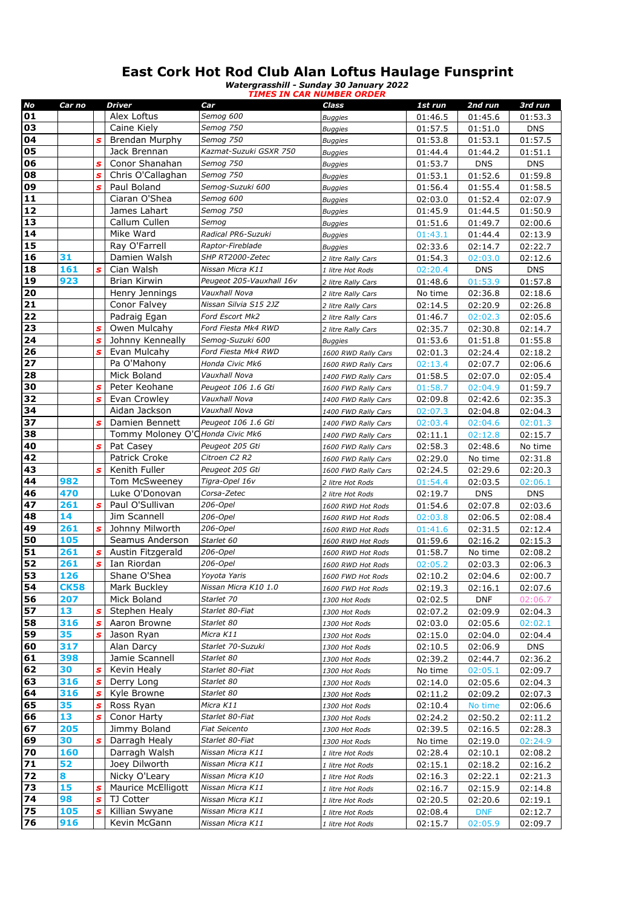# East Cork Hot Rod Club Alan Loftus Haulage Funsprint

***Watergrasshill - Sunday 30 January 2022***

***TIMES IN CAR NUMBER ORDER***

| No | Car no | | Driver | Car | Class | 1st run | 2nd run | 3rd run |
|---|---|---|---|---|---|---|---|---|
| 01 | | | Alex Loftus | Semog 600 | Buggies | 01:46.5 | 01:45.6 | 01:53.3 |
| 03 | | | Caine Kiely | Semog 750 | Buggies | 01:57.5 | 01:51.0 | DNS |
| 04 | | s | Brendan Murphy | Semog 750 | Buggies | 01:53.8 | 01:53.1 | 01:57.5 |
| 05 | | | Jack Brennan | Kazmat-Suzuki GSXR 750 | Buggies | 01:44.4 | 01:44.2 | 01:51.1 |
| 06 | | s | Conor Shanahan | Semog 750 | Buggies | 01:53.7 | DNS | DNS |
| 08 | | s | Chris O'Callaghan | Semog 750 | Buggies | 01:53.1 | 01:52.6 | 01:59.8 |
| 09 | | s | Paul Boland | Semog-Suzuki 600 | Buggies | 01:56.4 | 01:55.4 | 01:58.5 |
| 11 | | | Ciaran O'Shea | Semog 600 | Buggies | 02:03.0 | 01:52.4 | 02:07.9 |
| 12 | | | James Lahart | Semog 750 | Buggies | 01:45.9 | 01:44.5 | 01:50.9 |
| 13 | | | Callum Cullen | Semog | Buggies | 01:51.6 | 01:49.7 | 02:00.6 |
| 14 | | | Mike Ward | Radical PR6-Suzuki | Buggies | 01:43.1 | 01:44.4 | 02:13.9 |
| 15 | | | Ray O'Farrell | Raptor-Fireblade | Buggies | 02:33.6 | 02:14.7 | 02:22.7 |
| 16 | 31 | | Damien Walsh | SHP RT2000-Zetec | 2 litre Rally Cars | 01:54.3 | 02:03.0 | 02:12.6 |
| 18 | 161 | s | Cian Walsh | Nissan Micra K11 | 1 litre Hot Rods | 02:20.4 | DNS | DNS |
| 19 | 923 | | Brian Kirwin | Peugeot 205-Vauxhall 16v | 2 litre Rally Cars | 01:48.6 | 01:53.9 | 01:57.8 |
| 20 | | | Henry Jennings | Vauxhall Nova | 2 litre Rally Cars | No time | 02:36.8 | 02:18.6 |
| 21 | | | Conor Falvey | Nissan Silvia S15 2JZ | 2 litre Rally Cars | 02:14.5 | 02:20.9 | 02:26.8 |
| 22 | | | Padraig Egan | Ford Escort Mk2 | 2 litre Rally Cars | 01:46.7 | 02:02.3 | 02:05.6 |
| 23 | | s | Owen Mulcahy | Ford Fiesta Mk4 RWD | 2 litre Rally Cars | 02:35.7 | 02:30.8 | 02:14.7 |
| 24 | | s | Johnny Kenneally | Semog-Suzuki 600 | Buggies | 01:53.6 | 01:51.8 | 01:55.8 |
| 26 | | s | Evan Mulcahy | Ford Fiesta Mk4 RWD | 1600 RWD Rally Cars | 02:01.3 | 02:24.4 | 02:18.2 |
| 27 | | | Pa O'Mahony | Honda Civic Mk6 | 1600 RWD Rally Cars | 02:13.4 | 02:07.7 | 02:06.6 |
| 28 | | | Mick Boland | Vauxhall Nova | 1400 FWD Rally Cars | 01:58.5 | 02:07.0 | 02:05.4 |
| 30 | | s | Peter Keohane | Peugeot 106 1.6 Gti | 1600 FWD Rally Cars | 01:58.7 | 02:04.9 | 01:59.7 |
| 32 | | s | Evan Crowley | Vauxhall Nova | 1400 FWD Rally Cars | 02:09.8 | 02:42.6 | 02:35.3 |
| 34 | | | Aidan Jackson | Vauxhall Nova | 1400 FWD Rally Cars | 02:07.3 | 02:04.8 | 02:04.3 |
| 37 | | s | Damien Bennett | Peugeot 106 1.6 Gti | 1400 FWD Rally Cars | 02:03.4 | 02:04.6 | 02:01.3 |
| 38 | | | Tommy Moloney O'C | Honda Civic Mk6 | 1400 FWD Rally Cars | 02:11.1 | 02:12.8 | 02:15.7 |
| 40 | | s | Pat Casey | Peugeot 205 Gti | 1600 FWD Rally Cars | 02:58.3 | 02:48.6 | No time |
| 42 | | | Patrick Croke | Citroen C2 R2 | 1600 FWD Rally Cars | 02:29.0 | No time | 02:31.8 |
| 43 | | s | Kenith Fuller | Peugeot 205 Gti | 1600 FWD Rally Cars | 02:24.5 | 02:29.6 | 02:20.3 |
| 44 | 982 | | Tom McSweeney | Tigra-Opel 16v | 2 litre Hot Rods | 01:54.4 | 02:03.5 | 02:06.1 |
| 46 | 470 | | Luke O'Donovan | Corsa-Zetec | 2 litre Hot Rods | 02:19.7 | DNS | DNS |
| 47 | 261 | s | Paul O'Sullivan | 206-Opel | 1600 RWD Hot Rods | 01:54.6 | 02:07.8 | 02:03.6 |
| 48 | 14 | | Jim Scannell | 206-Opel | 1600 RWD Hot Rods | 02:03.8 | 02:06.5 | 02:08.4 |
| 49 | 261 | s | Johnny Milworth | 206-Opel | 1600 RWD Hot Rods | 01:41.6 | 02:31.5 | 02:12.4 |
| 50 | 105 | | Seamus Anderson | Starlet 60 | 1600 RWD Hot Rods | 01:59.6 | 02:16.2 | 02:15.3 |
| 51 | 261 | s | Austin Fitzgerald | 206-Opel | 1600 RWD Hot Rods | 01:58.7 | No time | 02:08.2 |
| 52 | 261 | s | Ian Riordan | 206-Opel | 1600 RWD Hot Rods | 02:05.2 | 02:03.3 | 02:06.3 |
| 53 | 126 | | Shane O'Shea | Yoyota Yaris | 1600 FWD Hot Rods | 02:10.2 | 02:04.6 | 02:00.7 |
| 54 | CK58 | | Mark Buckley | Nissan Micra K10 1.0 | 1600 FWD Hot Rods | 02:19.3 | 02:16.1 | 02:07.6 |
| 56 | 207 | | Mick Boland | Starlet 70 | 1300 Hot Rods | 02:02.5 | DNF | 02:06.7 |
| 57 | 13 | s | Stephen Healy | Starlet 80-Fiat | 1300 Hot Rods | 02:07.2 | 02:09.9 | 02:04.3 |
| 58 | 316 | s | Aaron Browne | Starlet 80 | 1300 Hot Rods | 02:03.0 | 02:05.6 | 02:02.1 |
| 59 | 35 | s | Jason Ryan | Micra K11 | 1300 Hot Rods | 02:15.0 | 02:04.0 | 02:04.4 |
| 60 | 317 | | Alan Darcy | Starlet 70-Suzuki | 1300 Hot Rods | 02:10.5 | 02:06.9 | DNS |
| 61 | 398 | | Jamie Scannell | Starlet 80 | 1300 Hot Rods | 02:39.2 | 02:44.7 | 02:36.2 |
| 62 | 30 | s | Kevin Healy | Starlet 80-Fiat | 1300 Hot Rods | No time | 02:05.1 | 02:09.7 |
| 63 | 316 | s | Derry Long | Starlet 80 | 1300 Hot Rods | 02:14.0 | 02:05.6 | 02:04.3 |
| 64 | 316 | s | Kyle Browne | Starlet 80 | 1300 Hot Rods | 02:11.2 | 02:09.2 | 02:07.3 |
| 65 | 35 | s | Ross Ryan | Micra K11 | 1300 Hot Rods | 02:10.4 | No time | 02:06.6 |
| 66 | 13 | s | Conor Harty | Starlet 80-Fiat | 1300 Hot Rods | 02:24.2 | 02:50.2 | 02:11.2 |
| 67 | 205 | | Jimmy Boland | Fiat Seicento | 1300 Hot Rods | 02:39.5 | 02:16.5 | 02:28.3 |
| 69 | 30 | s | Darragh Healy | Starlet 80-Fiat | 1300 Hot Rods | No time | 02:19.0 | 02:24.9 |
| 70 | 160 | | Darragh Walsh | Nissan Micra K11 | 1 litre Hot Rods | 02:28.4 | 02:10.1 | 02:08.2 |
| 71 | 52 | | Joey Dilworth | Nissan Micra K11 | 1 litre Hot Rods | 02:15.1 | 02:18.2 | 02:16.2 |
| 72 | 8 | | Nicky O'Leary | Nissan Micra K10 | 1 litre Hot Rods | 02:16.3 | 02:22.1 | 02:21.3 |
| 73 | 15 | s | Maurice McElligott | Nissan Micra K11 | 1 litre Hot Rods | 02:16.7 | 02:15.9 | 02:14.8 |
| 74 | 98 | s | TJ Cotter | Nissan Micra K11 | 1 litre Hot Rods | 02:20.5 | 02:20.6 | 02:19.1 |
| 75 | 105 | s | Killian Swyane | Nissan Micra K11 | 1 litre Hot Rods | 02:08.4 | DNF | 02:12.7 |
| 76 | 916 | | Kevin McGann | Nissan Micra K11 | 1 litre Hot Rods | 02:15.7 | 02:05.9 | 02:09.7 |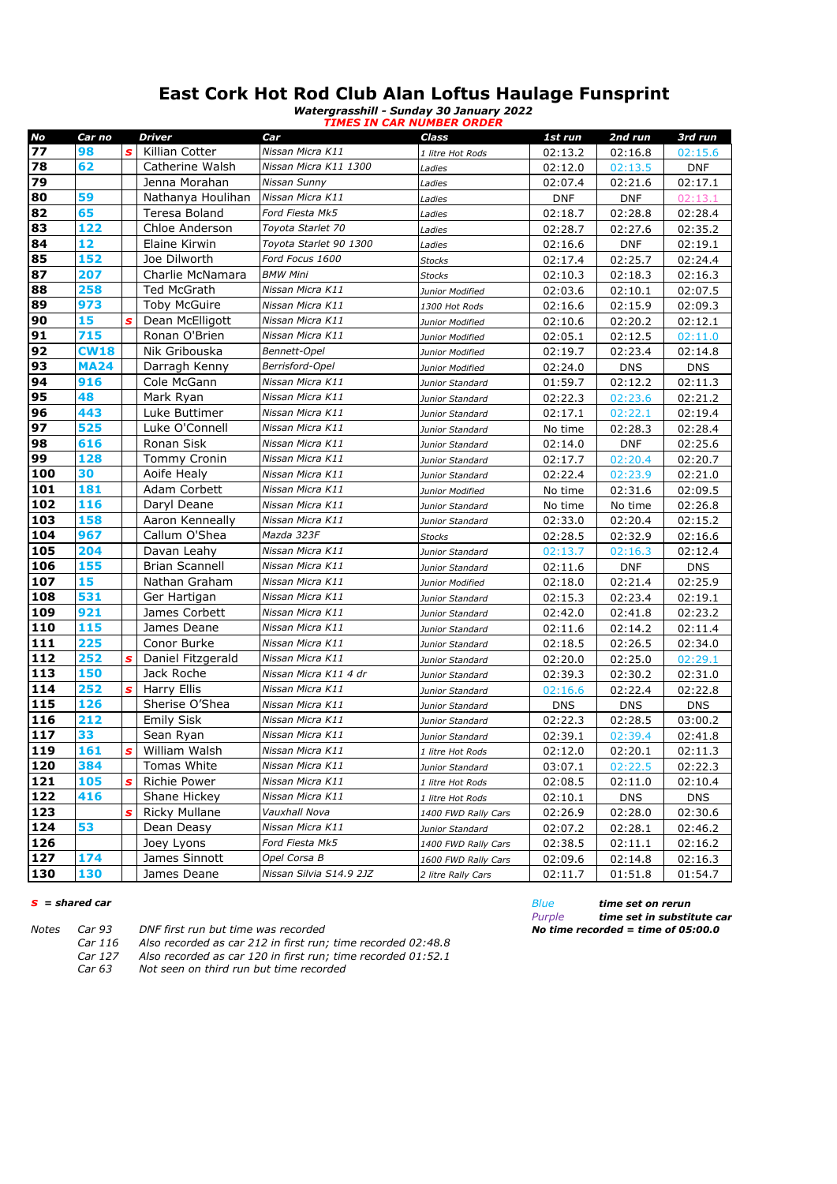# East Cork Hot Rod Club Alan Loftus Haulage Funsprint

***Watergrasshill - Sunday 30 January 2022***

***TIMES IN CAR NUMBER ORDER***

| No | Car no | | Driver | Car | Class | 1st run | 2nd run | 3rd run |
|---|---|---|---|---|---|---|---|---|
| 77 | 98 | s | Killian Cotter | Nissan Micra K11 | 1 litre Hot Rods | 02:13.2 | 02:16.8 | 02:15.6 |
| 78 | 62 | | Catherine Walsh | Nissan Micra K11 1300 | Ladies | 02:12.0 | 02:13.5 | DNF |
| 79 | | | Jenna Morahan | Nissan Sunny | Ladies | 02:07.4 | 02:21.6 | 02:17.1 |
| 80 | 59 | | Nathanya Houlihan | Nissan Micra K11 | Ladies | DNF | DNF | 02:13.1 |
| 82 | 65 | | Teresa Boland | Ford Fiesta Mk5 | Ladies | 02:18.7 | 02:28.8 | 02:28.4 |
| 83 | 122 | | Chloe Anderson | Toyota Starlet 70 | Ladies | 02:28.7 | 02:27.6 | 02:35.2 |
| 84 | 12 | | Elaine Kirwin | Toyota Starlet 90 1300 | Ladies | 02:16.6 | DNF | 02:19.1 |
| 85 | 152 | | Joe Dilworth | Ford Focus 1600 | Stocks | 02:17.4 | 02:25.7 | 02:24.4 |
| 87 | 207 | | Charlie McNamara | BMW Mini | Stocks | 02:10.3 | 02:18.3 | 02:16.3 |
| 88 | 258 | | Ted McGrath | Nissan Micra K11 | Junior Modified | 02:03.6 | 02:10.1 | 02:07.5 |
| 89 | 973 | | Toby McGuire | Nissan Micra K11 | 1300 Hot Rods | 02:16.6 | 02:15.9 | 02:09.3 |
| 90 | 15 | s | Dean McElligott | Nissan Micra K11 | Junior Modified | 02:10.6 | 02:20.2 | 02:12.1 |
| 91 | 715 | | Ronan O'Brien | Nissan Micra K11 | Junior Modified | 02:05.1 | 02:12.5 | 02:11.0 |
| 92 | CW18 | | Nik Gribouska | Bennett-Opel | Junior Modified | 02:19.7 | 02:23.4 | 02:14.8 |
| 93 | MA24 | | Darragh Kenny | Berrisford-Opel | Junior Modified | 02:24.0 | DNS | DNS |
| 94 | 916 | | Cole McGann | Nissan Micra K11 | Junior Standard | 01:59.7 | 02:12.2 | 02:11.3 |
| 95 | 48 | | Mark Ryan | Nissan Micra K11 | Junior Standard | 02:22.3 | 02:23.6 | 02:21.2 |
| 96 | 443 | | Luke Buttimer | Nissan Micra K11 | Junior Standard | 02:17.1 | 02:22.1 | 02:19.4 |
| 97 | 525 | | Luke O'Connell | Nissan Micra K11 | Junior Standard | No time | 02:28.3 | 02:28.4 |
| 98 | 616 | | Ronan Sisk | Nissan Micra K11 | Junior Standard | 02:14.0 | DNF | 02:25.6 |
| 99 | 128 | | Tommy Cronin | Nissan Micra K11 | Junior Standard | 02:17.7 | 02:20.4 | 02:20.7 |
| 100 | 30 | | Aoife Healy | Nissan Micra K11 | Junior Standard | 02:22.4 | 02:23.9 | 02:21.0 |
| 101 | 181 | | Adam Corbett | Nissan Micra K11 | Junior Modified | No time | 02:31.6 | 02:09.5 |
| 102 | 116 | | Daryl Deane | Nissan Micra K11 | Junior Standard | No time | No time | 02:26.8 |
| 103 | 158 | | Aaron Kenneally | Nissan Micra K11 | Junior Standard | 02:33.0 | 02:20.4 | 02:15.2 |
| 104 | 967 | | Callum O'Shea | Mazda 323F | Stocks | 02:28.5 | 02:32.9 | 02:16.6 |
| 105 | 204 | | Davan Leahy | Nissan Micra K11 | Junior Standard | 02:13.7 | 02:16.3 | 02:12.4 |
| 106 | 155 | | Brian Scannell | Nissan Micra K11 | Junior Standard | 02:11.6 | DNF | DNS |
| 107 | 15 | | Nathan Graham | Nissan Micra K11 | Junior Modified | 02:18.0 | 02:21.4 | 02:25.9 |
| 108 | 531 | | Ger Hartigan | Nissan Micra K11 | Junior Standard | 02:15.3 | 02:23.4 | 02:19.1 |
| 109 | 921 | | James Corbett | Nissan Micra K11 | Junior Standard | 02:42.0 | 02:41.8 | 02:23.2 |
| 110 | 115 | | James Deane | Nissan Micra K11 | Junior Standard | 02:11.6 | 02:14.2 | 02:11.4 |
| 111 | 225 | | Conor Burke | Nissan Micra K11 | Junior Standard | 02:18.5 | 02:26.5 | 02:34.0 |
| 112 | 252 | s | Daniel Fitzgerald | Nissan Micra K11 | Junior Standard | 02:20.0 | 02:25.0 | 02:29.1 |
| 113 | 150 | | Jack Roche | Nissan Micra K11 4 dr | Junior Standard | 02:39.3 | 02:30.2 | 02:31.0 |
| 114 | 252 | s | Harry Ellis | Nissan Micra K11 | Junior Standard | 02:16.6 | 02:22.4 | 02:22.8 |
| 115 | 126 | | Sherise O'Shea | Nissan Micra K11 | Junior Standard | DNS | DNS | DNS |
| 116 | 212 | | Emily Sisk | Nissan Micra K11 | Junior Standard | 02:22.3 | 02:28.5 | 03:00.2 |
| 117 | 33 | | Sean Ryan | Nissan Micra K11 | Junior Standard | 02:39.1 | 02:39.4 | 02:41.8 |
| 119 | 161 | s | William Walsh | Nissan Micra K11 | 1 litre Hot Rods | 02:12.0 | 02:20.1 | 02:11.3 |
| 120 | 384 | | Tomas White | Nissan Micra K11 | Junior Standard | 03:07.1 | 02:22.5 | 02:22.3 |
| 121 | 105 | s | Richie Power | Nissan Micra K11 | 1 litre Hot Rods | 02:08.5 | 02:11.0 | 02:10.4 |
| 122 | 416 | | Shane Hickey | Nissan Micra K11 | 1 litre Hot Rods | 02:10.1 | DNS | DNS |
| 123 | | s | Ricky Mullane | Vauxhall Nova | 1400 FWD Rally Cars | 02:26.9 | 02:28.0 | 02:30.6 |
| 124 | 53 | | Dean Deasy | Nissan Micra K11 | Junior Standard | 02:07.2 | 02:28.1 | 02:46.2 |
| 126 | | | Joey Lyons | Ford Fiesta Mk5 | 1400 FWD Rally Cars | 02:38.5 | 02:11.1 | 02:16.2 |
| 127 | 174 | | James Sinnott | Opel Corsa B | 1600 FWD Rally Cars | 02:09.6 | 02:14.8 | 02:16.3 |
| 130 | 130 | | James Deane | Nissan Silvia S14.9 2JZ | 2 litre Rally Cars | 02:11.7 | 01:51.8 | 01:54.7 |

***s = shared car***

*Blue* — ***time set on rerun***

*Purple* — ***time set in substitute car***

***No time recorded = time of 05:00.0***

*Notes*

| | |
|---|---|
| *Car 93* | *DNF first run but time was recorded* |
| *Car 116* | *Also recorded as car 212 in first run; time recorded 02:48.8* |
| *Car 127* | *Also recorded as car 120 in first run; time recorded 01:52.1* |
| *Car 63* | *Not seen on third run but time recorded* |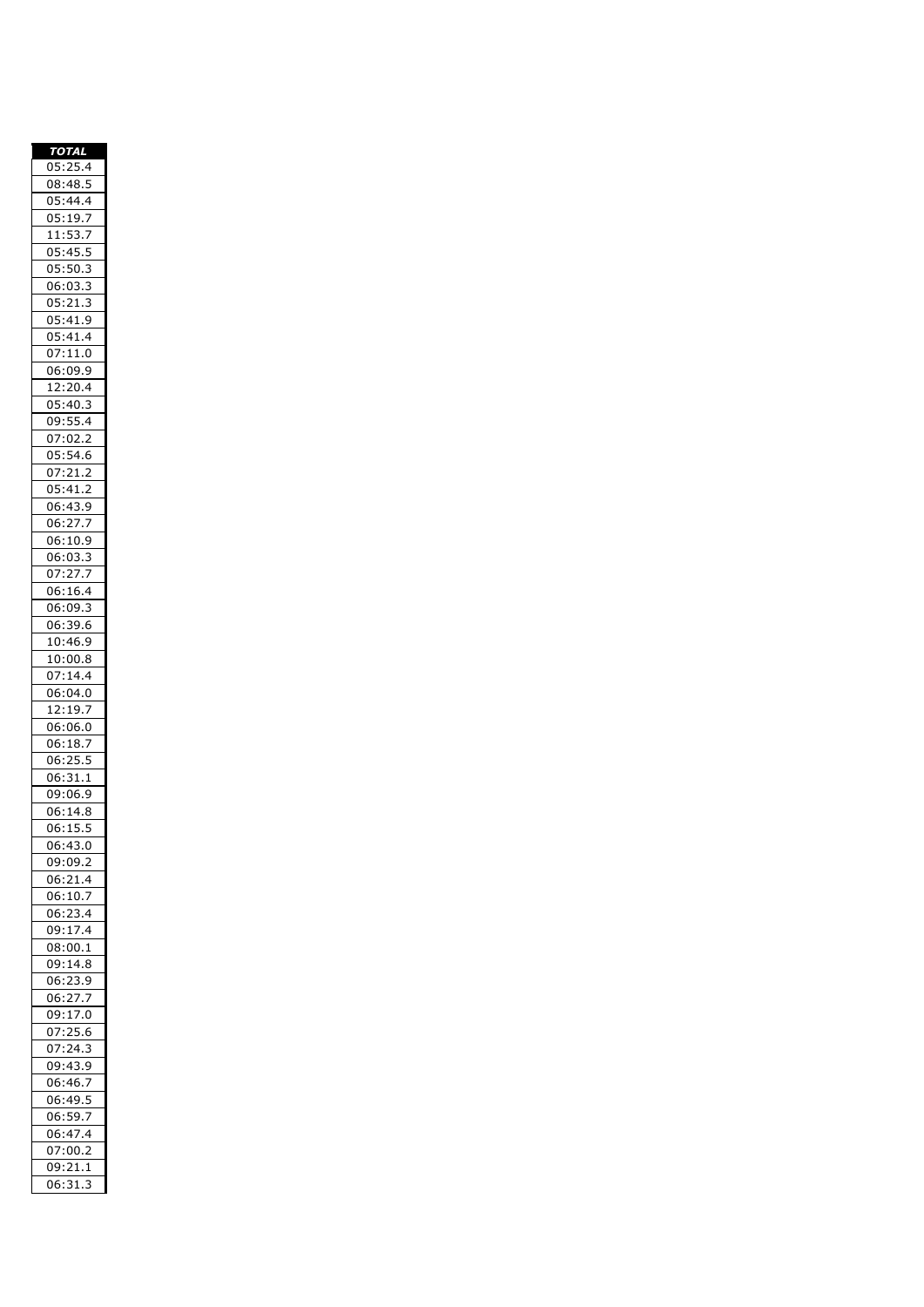| ***TOTAL*** |
| --- |
| 05:25.4 |
| 08:48.5 |
| 05:44.4 |
| 05:19.7 |
| 11:53.7 |
| 05:45.5 |
| 05:50.3 |
| 06:03.3 |
| 05:21.3 |
| 05:41.9 |
| 05:41.4 |
| 07:11.0 |
| 06:09.9 |
| 12:20.4 |
| 05:40.3 |
| 09:55.4 |
| 07:02.2 |
| 05:54.6 |
| 07:21.2 |
| 05:41.2 |
| 06:43.9 |
| 06:27.7 |
| 06:10.9 |
| 06:03.3 |
| 07:27.7 |
| 06:16.4 |
| 06:09.3 |
| 06:39.6 |
| 10:46.9 |
| 10:00.8 |
| 07:14.4 |
| 06:04.0 |
| 12:19.7 |
| 06:06.0 |
| 06:18.7 |
| 06:25.5 |
| 06:31.1 |
| 09:06.9 |
| 06:14.8 |
| 06:15.5 |
| 06:43.0 |
| 09:09.2 |
| 06:21.4 |
| 06:10.7 |
| 06:23.4 |
| 09:17.4 |
| 08:00.1 |
| 09:14.8 |
| 06:23.9 |
| 06:27.7 |
| 09:17.0 |
| 07:25.6 |
| 07:24.3 |
| 09:43.9 |
| 06:46.7 |
| 06:49.5 |
| 06:59.7 |
| 06:47.4 |
| 07:00.2 |
| 09:21.1 |
| 06:31.3 |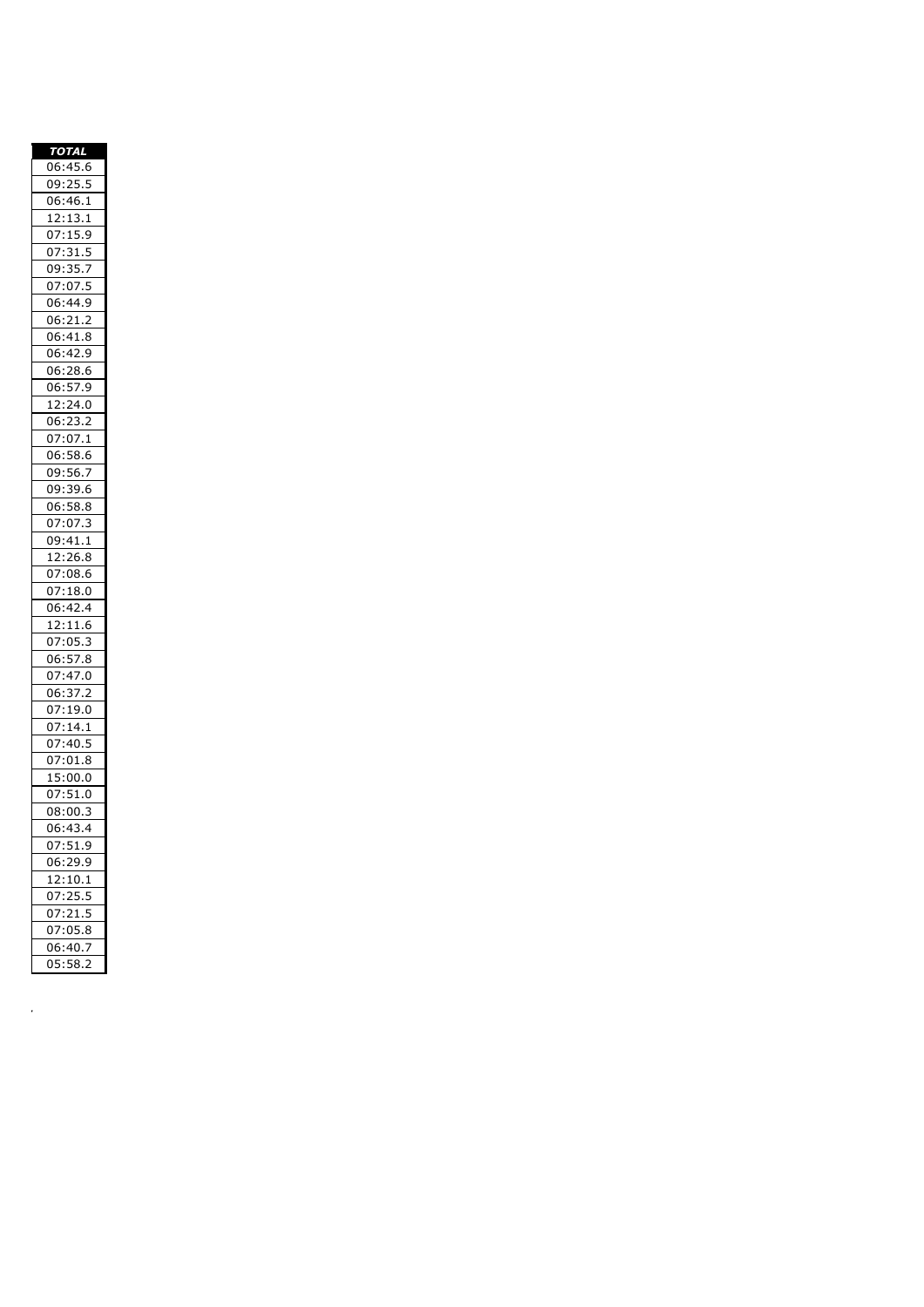| TOTAL |
| --- |
| 06:45.6 |
| 09:25.5 |
| 06:46.1 |
| 12:13.1 |
| 07:15.9 |
| 07:31.5 |
| 09:35.7 |
| 07:07.5 |
| 06:44.9 |
| 06:21.2 |
| 06:41.8 |
| 06:42.9 |
| 06:28.6 |
| 06:57.9 |
| 12:24.0 |
| 06:23.2 |
| 07:07.1 |
| 06:58.6 |
| 09:56.7 |
| 09:39.6 |
| 06:58.8 |
| 07:07.3 |
| 09:41.1 |
| 12:26.8 |
| 07:08.6 |
| 07:18.0 |
| 06:42.4 |
| 12:11.6 |
| 07:05.3 |
| 06:57.8 |
| 07:47.0 |
| 06:37.2 |
| 07:19.0 |
| 07:14.1 |
| 07:40.5 |
| 07:01.8 |
| 15:00.0 |
| 07:51.0 |
| 08:00.3 |
| 06:43.4 |
| 07:51.9 |
| 06:29.9 |
| 12:10.1 |
| 07:25.5 |
| 07:21.5 |
| 07:05.8 |
| 06:40.7 |
| 05:58.2 |